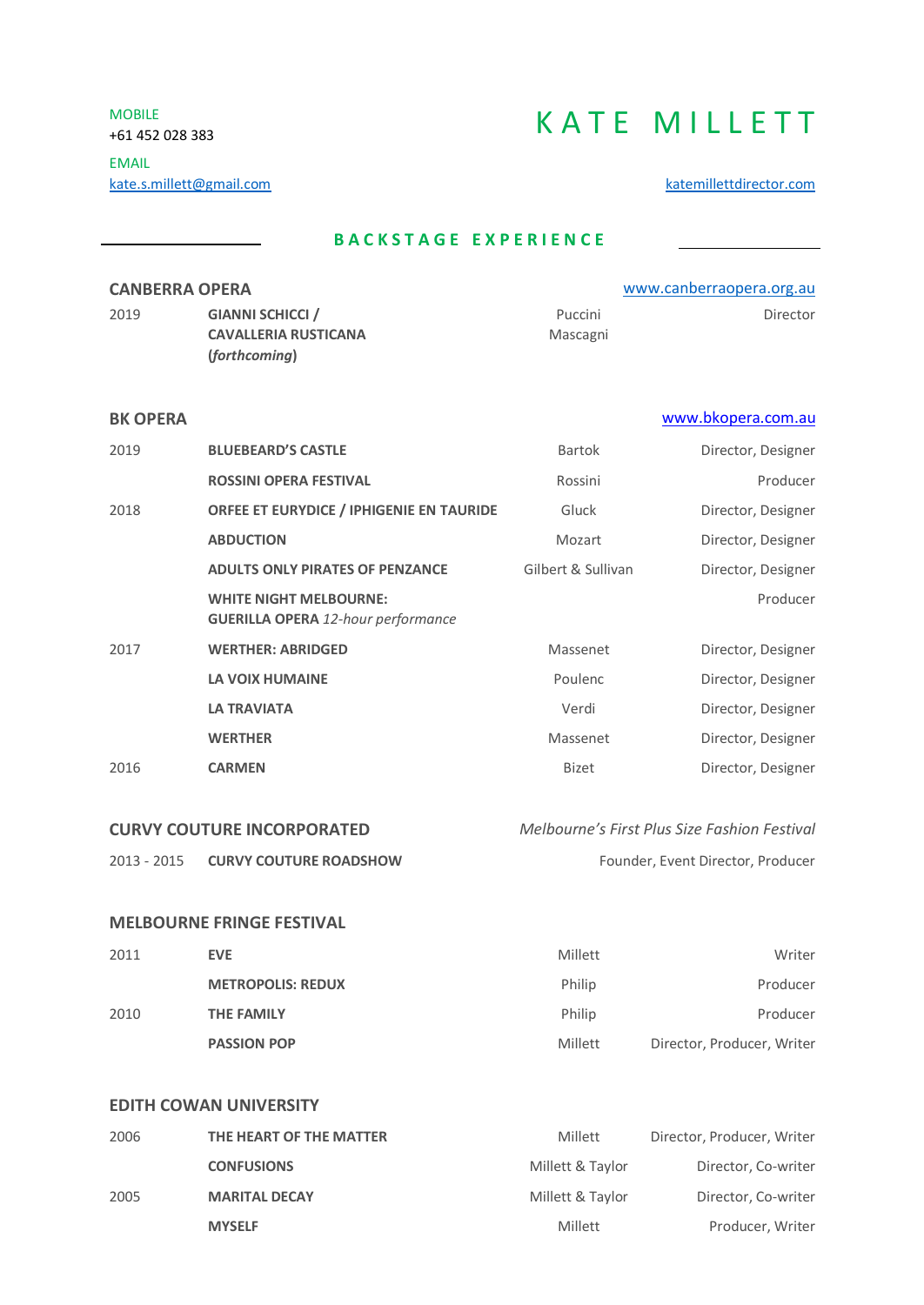MOBILE
+61 452 028 383

EMAIL
[kate.s.millett@gmail.com](mailto:kate.s.millett@gmail.com)

# KATE MILLETT

[katemillettdirector.com](katemillettdirector.com)

## BACKSTAGE EXPERIENCE

### CANBERRA OPERA

[www.canberraopera.org.au](www.canberraopera.org.au)

| Year | Production | Composer | Role |
|---|---|---|---|
| 2019 | **GIANNI SCHICCI / CAVALLERIA RUSTICANA (*forthcoming*)** | Puccini<br>Mascagni | Director |

### BK OPERA

[www.bkopera.com.au](www.bkopera.com.au)

| Year | Production | Composer | Role |
|---|---|---|---|
| 2019 | **BLUEBEARD'S CASTLE** | Bartok | Director, Designer |
| | **ROSSINI OPERA FESTIVAL** | Rossini | Producer |
| 2018 | **ORFEE ET EURYDICE / IPHIGENIE EN TAURIDE** | Gluck | Director, Designer |
| | **ABDUCTION** | Mozart | Director, Designer |
| | **ADULTS ONLY PIRATES OF PENZANCE** | Gilbert & Sullivan | Director, Designer |
| | **WHITE NIGHT MELBOURNE: GUERILLA OPERA** *12-hour performance* | | Producer |
| 2017 | **WERTHER: ABRIDGED** | Massenet | Director, Designer |
| | **LA VOIX HUMAINE** | Poulenc | Director, Designer |
| | **LA TRAVIATA** | Verdi | Director, Designer |
| | **WERTHER** | Massenet | Director, Designer |
| 2016 | **CARMEN** | Bizet | Director, Designer |

### CURVY COUTURE INCORPORATED

*Melbourne's First Plus Size Fashion Festival*

| Year | Production | Role |
|---|---|---|
| 2013 - 2015 | **CURVY COUTURE ROADSHOW** | Founder, Event Director, Producer |

### MELBOURNE FRINGE FESTIVAL

| Year | Production | Writer | Role |
|---|---|---|---|
| 2011 | **EVE** | Millett | Writer |
| | **METROPOLIS: REDUX** | Philip | Producer |
| 2010 | **THE FAMILY** | Philip | Producer |
| | **PASSION POP** | Millett | Director, Producer, Writer |

### EDITH COWAN UNIVERSITY

| Year | Production | Writer | Role |
|---|---|---|---|
| 2006 | **THE HEART OF THE MATTER** | Millett | Director, Producer, Writer |
| | **CONFUSIONS** | Millett & Taylor | Director, Co-writer |
| 2005 | **MARITAL DECAY** | Millett & Taylor | Director, Co-writer |
| | **MYSELF** | Millett | Producer, Writer |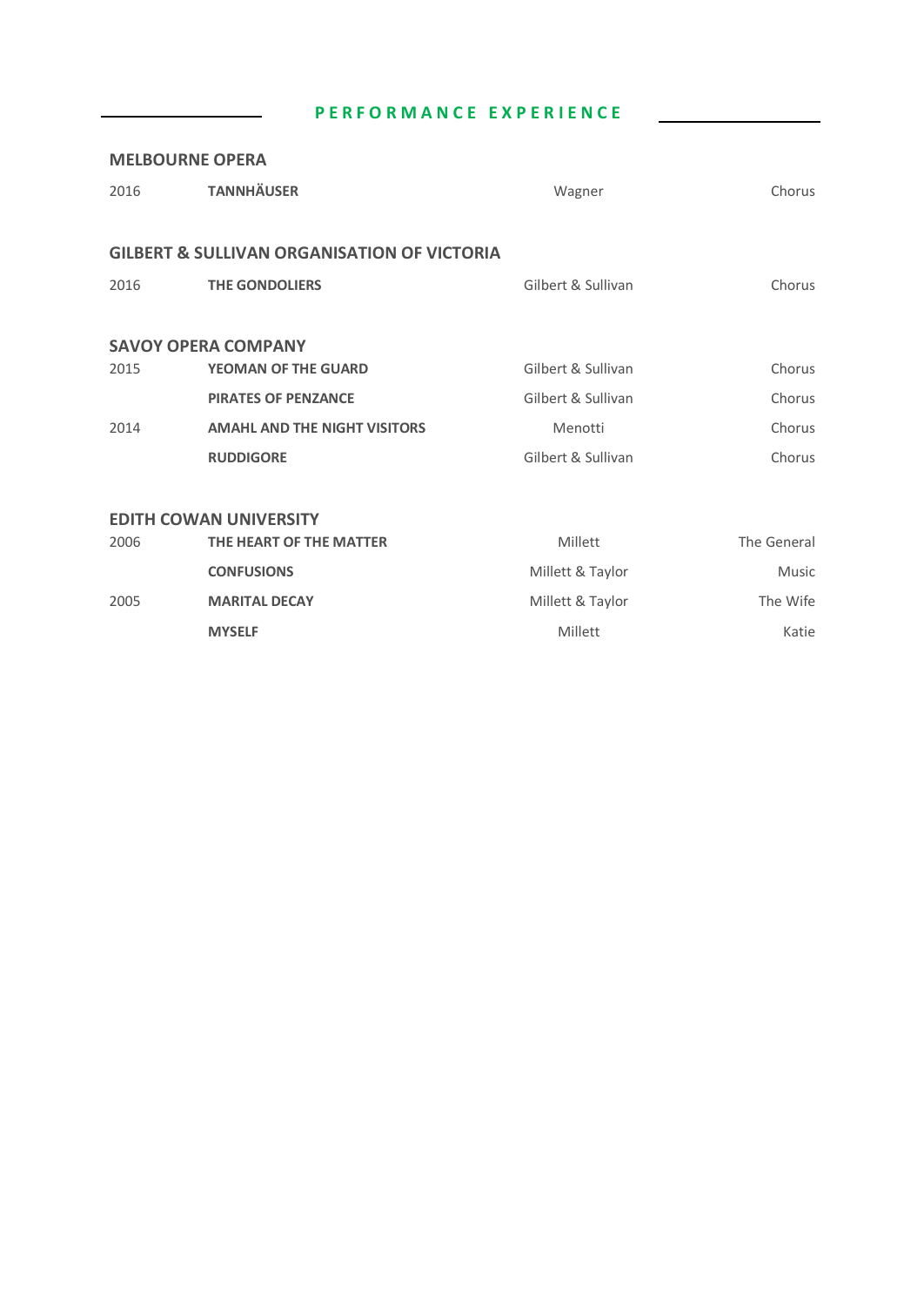## PERFORMANCE EXPERIENCE

### MELBOURNE OPERA

| | | | |
|---|---|---|---|
| 2016 | **TANNHÄUSER** | Wagner | Chorus |

### GILBERT & SULLIVAN ORGANISATION OF VICTORIA

| | | | |
|---|---|---|---|
| 2016 | **THE GONDOLIERS** | Gilbert & Sullivan | Chorus |

### SAVOY OPERA COMPANY

| | | | |
|---|---|---|---|
| 2015 | **YEOMAN OF THE GUARD** | Gilbert & Sullivan | Chorus |
| | **PIRATES OF PENZANCE** | Gilbert & Sullivan | Chorus |
| 2014 | **AMAHL AND THE NIGHT VISITORS** | Menotti | Chorus |
| | **RUDDIGORE** | Gilbert & Sullivan | Chorus |

### EDITH COWAN UNIVERSITY

| | | | |
|---|---|---|---|
| 2006 | **THE HEART OF THE MATTER** | Millett | The General |
| | **CONFUSIONS** | Millett & Taylor | Music |
| 2005 | **MARITAL DECAY** | Millett & Taylor | The Wife |
| | **MYSELF** | Millett | Katie |